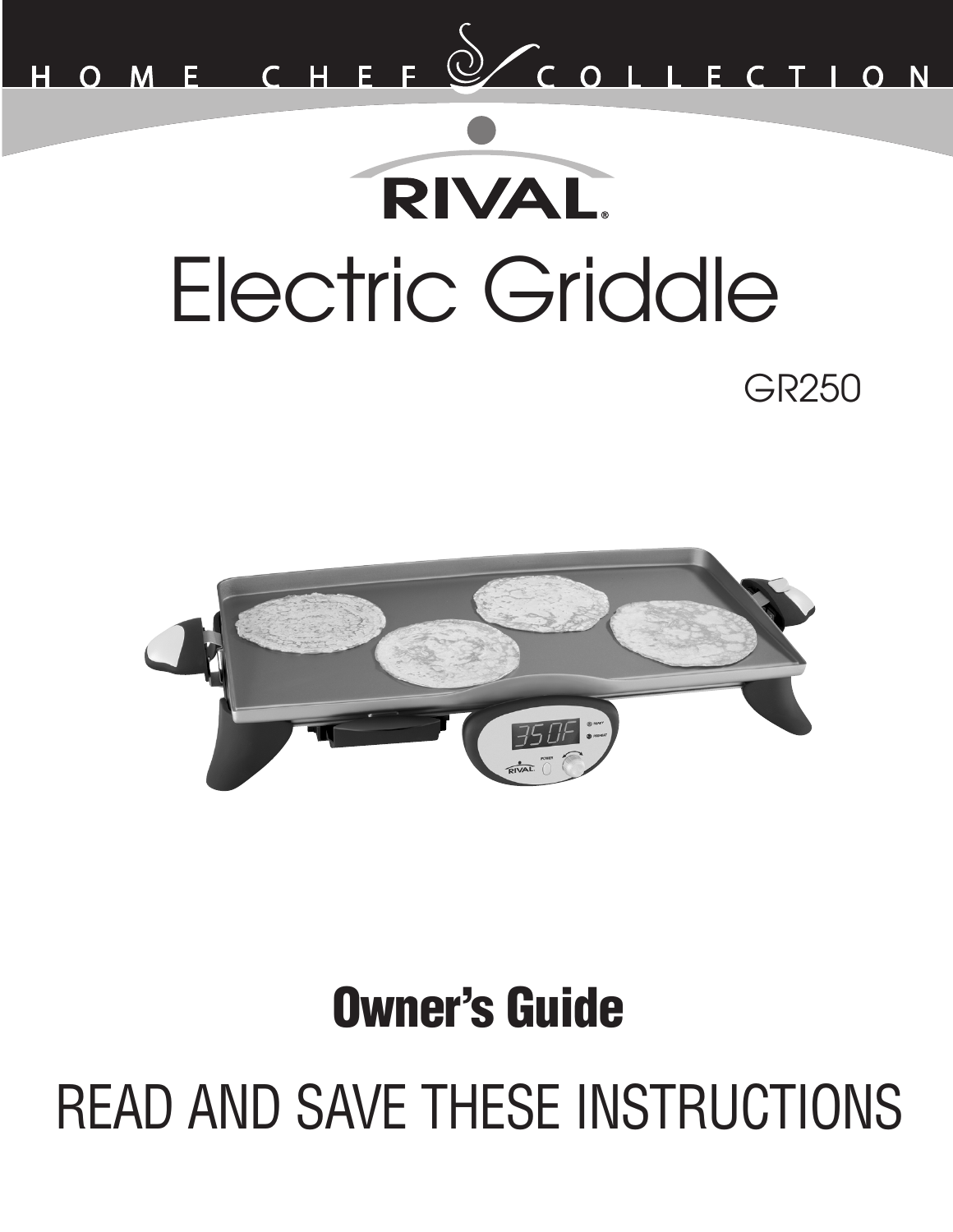HOME CHEF COLLECTION

RIVAL®

# Electric Griddle

GR250

## Owner's Guide

READ AND SAVE THESE INSTRUCTIONS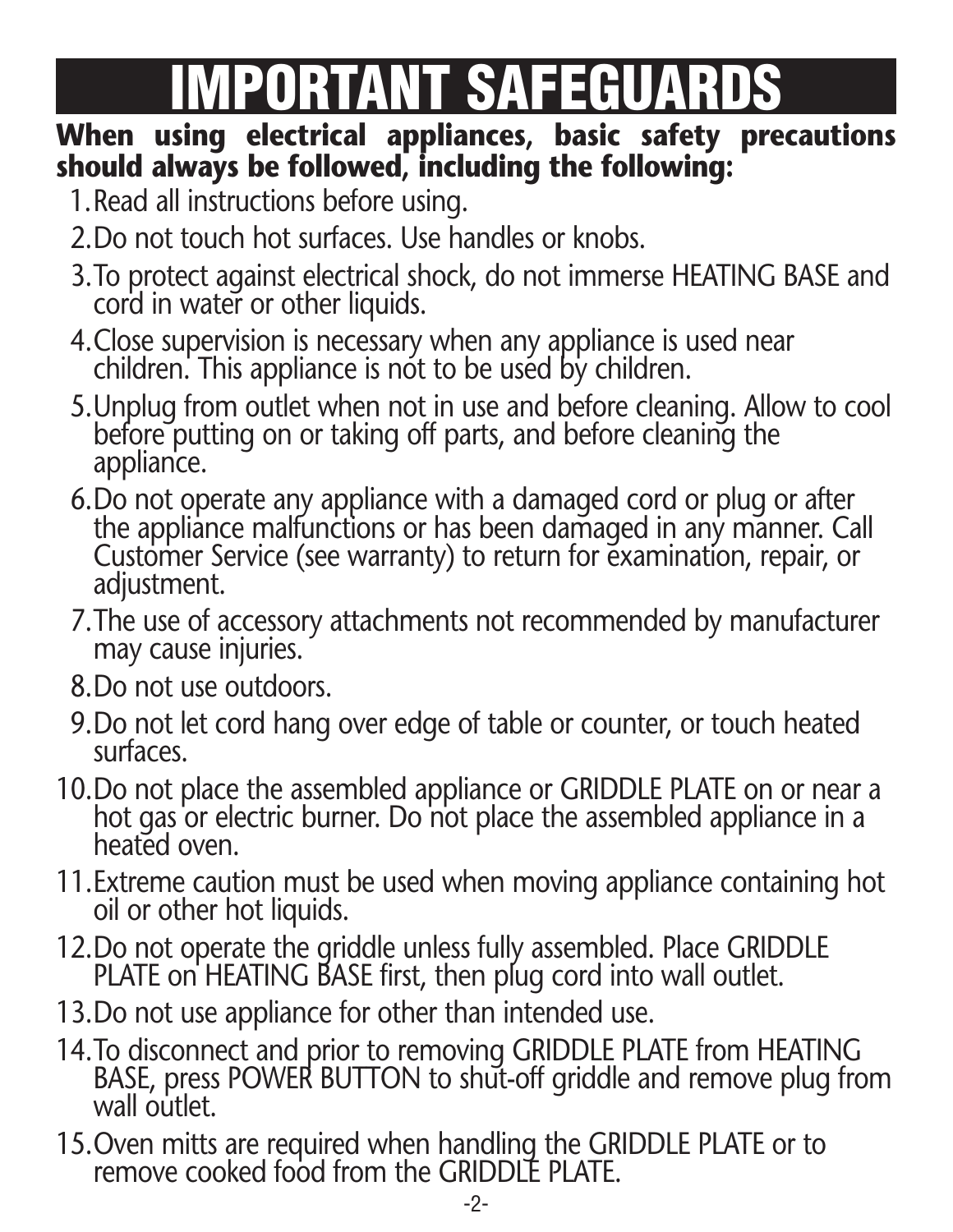# IMPORTANT SAFEGUARDS

**When using electrical appliances, basic safety precautions should always be followed, including the following:**

1. Read all instructions before using.
2. Do not touch hot surfaces. Use handles or knobs.
3. To protect against electrical shock, do not immerse HEATING BASE and cord in water or other liquids.
4. Close supervision is necessary when any appliance is used near children. This appliance is not to be used by children.
5. Unplug from outlet when not in use and before cleaning. Allow to cool before putting on or taking off parts, and before cleaning the appliance.
6. Do not operate any appliance with a damaged cord or plug or after the appliance malfunctions or has been damaged in any manner. Call Customer Service (see warranty) to return for examination, repair, or adjustment.
7. The use of accessory attachments not recommended by manufacturer may cause injuries.
8. Do not use outdoors.
9. Do not let cord hang over edge of table or counter, or touch heated surfaces.
10. Do not place the assembled appliance or GRIDDLE PLATE on or near a hot gas or electric burner. Do not place the assembled appliance in a heated oven.
11. Extreme caution must be used when moving appliance containing hot oil or other hot liquids.
12. Do not operate the griddle unless fully assembled. Place GRIDDLE PLATE on HEATING BASE first, then plug cord into wall outlet.
13. Do not use appliance for other than intended use.
14. To disconnect and prior to removing GRIDDLE PLATE from HEATING BASE, press POWER BUTTON to shut-off griddle and remove plug from wall outlet.
15. Oven mitts are required when handling the GRIDDLE PLATE or to remove cooked food from the GRIDDLE PLATE.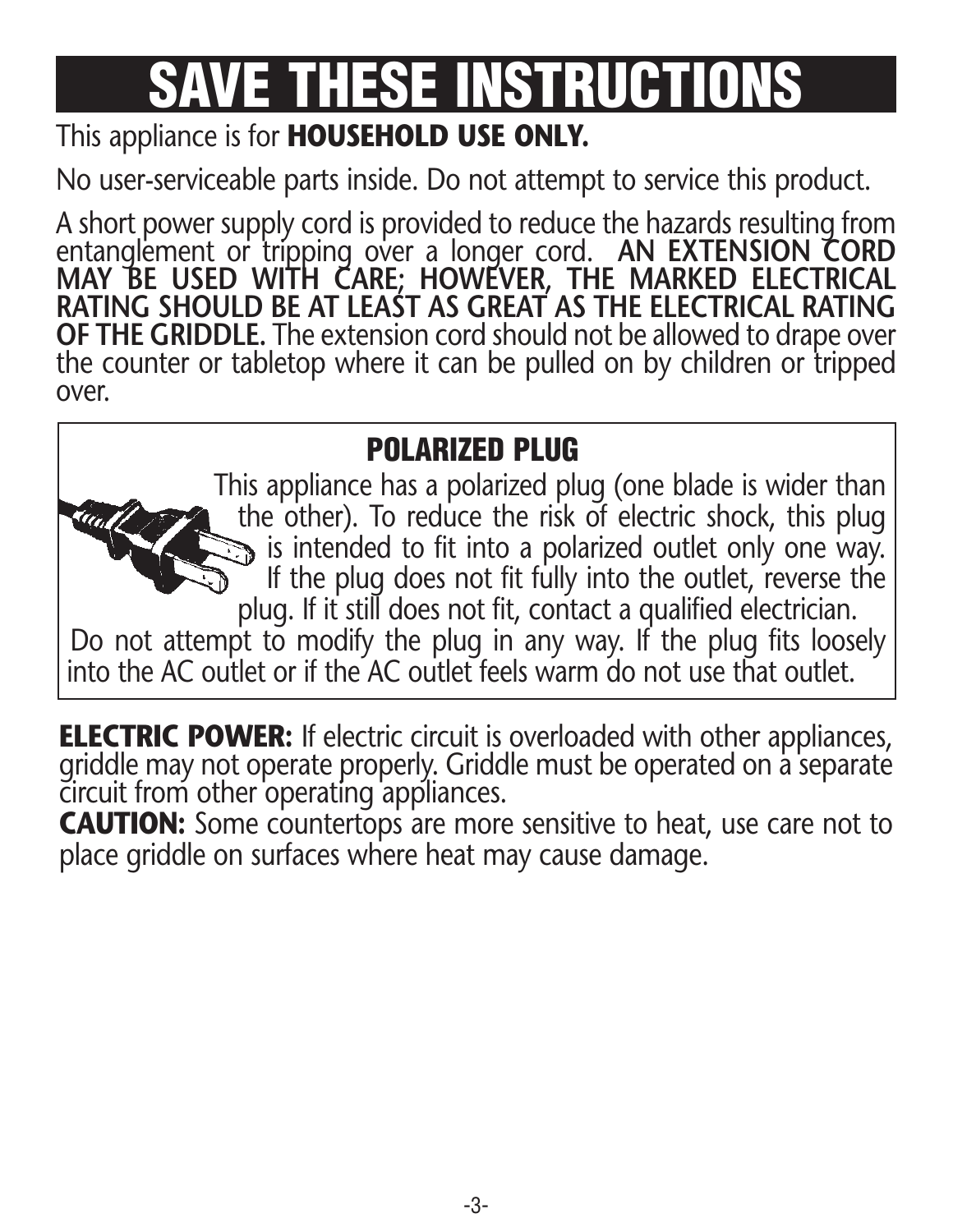# SAVE THESE INSTRUCTIONS

This appliance is for **HOUSEHOLD USE ONLY.**

No user-serviceable parts inside. Do not attempt to service this product.

A short power supply cord is provided to reduce the hazards resulting from entanglement or tripping over a longer cord. **AN EXTENSION CORD MAY BE USED WITH CARE; HOWEVER, THE MARKED ELECTRICAL RATING SHOULD BE AT LEAST AS GREAT AS THE ELECTRICAL RATING OF THE GRIDDLE.** The extension cord should not be allowed to drape over the counter or tabletop where it can be pulled on by children or tripped over.

## POLARIZED PLUG

This appliance has a polarized plug (one blade is wider than the other). To reduce the risk of electric shock, this plug is intended to fit into a polarized outlet only one way. If the plug does not fit fully into the outlet, reverse the plug. If it still does not fit, contact a qualified electrician. Do not attempt to modify the plug in any way. If the plug fits loosely into the AC outlet or if the AC outlet feels warm do not use that outlet.

**ELECTRIC POWER:** If electric circuit is overloaded with other appliances, griddle may not operate properly. Griddle must be operated on a separate circuit from other operating appliances.

**CAUTION:** Some countertops are more sensitive to heat, use care not to place griddle on surfaces where heat may cause damage.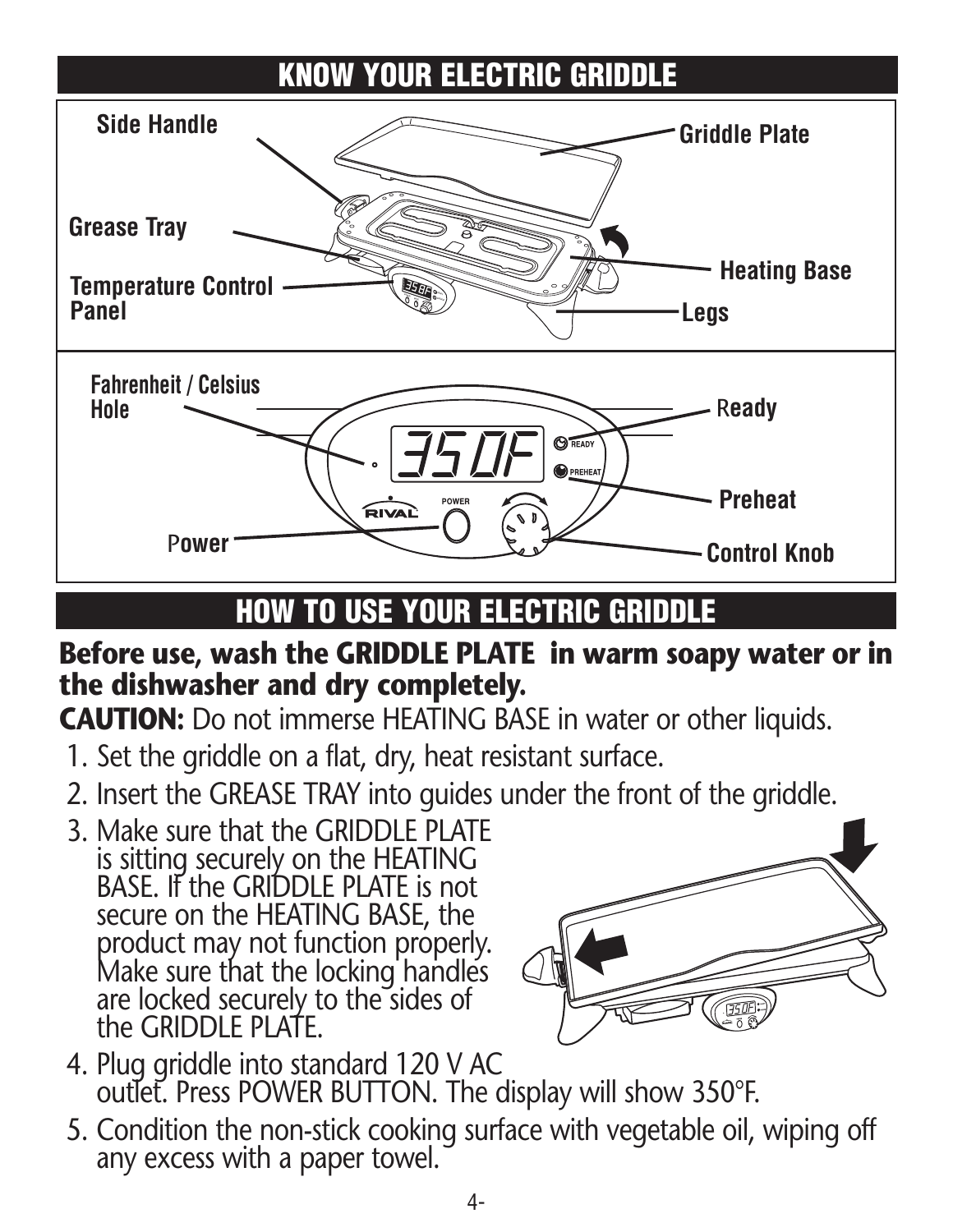## KNOW YOUR ELECTRIC GRIDDLE

Side Handle

Griddle Plate

Grease Tray

Heating Base

Temperature Control Panel

Legs

Fahrenheit / Celsius Hole

Ready

Preheat

Power

Control Knob

## HOW TO USE YOUR ELECTRIC GRIDDLE

**Before use, wash the GRIDDLE PLATE in warm soapy water or in the dishwasher and dry completely.**

**CAUTION:** Do not immerse HEATING BASE in water or other liquids.

1. Set the griddle on a flat, dry, heat resistant surface.
2. Insert the GREASE TRAY into guides under the front of the griddle.
3. Make sure that the GRIDDLE PLATE is sitting securely on the HEATING BASE. If the GRIDDLE PLATE is not secure on the HEATING BASE, the product may not function properly. Make sure that the locking handles are locked securely to the sides of the GRIDDLE PLATE.
4. Plug griddle into standard 120 V AC outlet. Press POWER BUTTON. The display will show 350°F.
5. Condition the non-stick cooking surface with vegetable oil, wiping off any excess with a paper towel.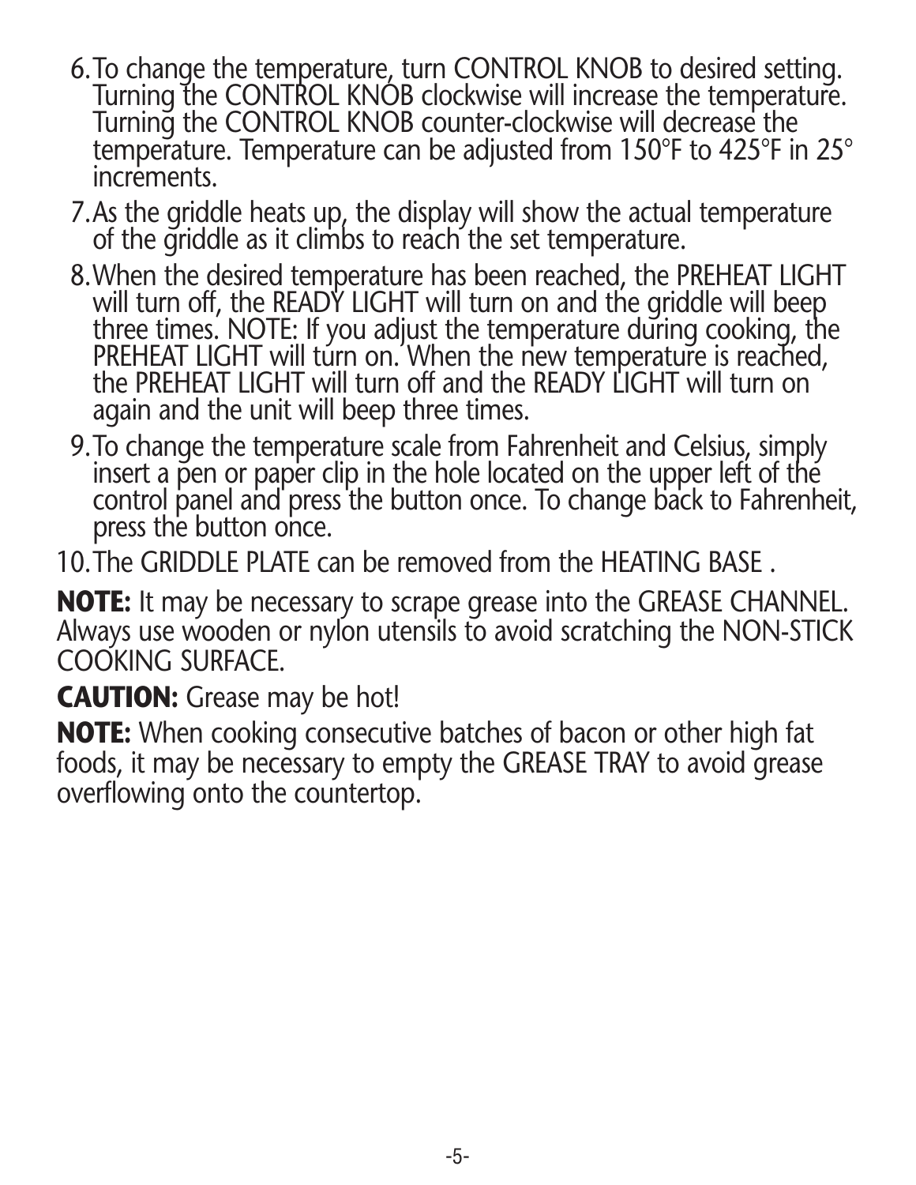6. To change the temperature, turn CONTROL KNOB to desired setting. Turning the CONTROL KNOB clockwise will increase the temperature. Turning the CONTROL KNOB counter-clockwise will decrease the temperature. Temperature can be adjusted from 150°F to 425°F in 25° increments.
7. As the griddle heats up, the display will show the actual temperature of the griddle as it climbs to reach the set temperature.
8. When the desired temperature has been reached, the PREHEAT LIGHT will turn off, the READY LIGHT will turn on and the griddle will beep three times. NOTE: If you adjust the temperature during cooking, the PREHEAT LIGHT will turn on. When the new temperature is reached, the PREHEAT LIGHT will turn off and the READY LIGHT will turn on again and the unit will beep three times.
9. To change the temperature scale from Fahrenheit and Celsius, simply insert a pen or paper clip in the hole located on the upper left of the control panel and press the button once. To change back to Fahrenheit, press the button once.
10. The GRIDDLE PLATE can be removed from the HEATING BASE .

**NOTE:** It may be necessary to scrape grease into the GREASE CHANNEL. Always use wooden or nylon utensils to avoid scratching the NON-STICK COOKING SURFACE.

**CAUTION:** Grease may be hot!

**NOTE:** When cooking consecutive batches of bacon or other high fat foods, it may be necessary to empty the GREASE TRAY to avoid grease overflowing onto the countertop.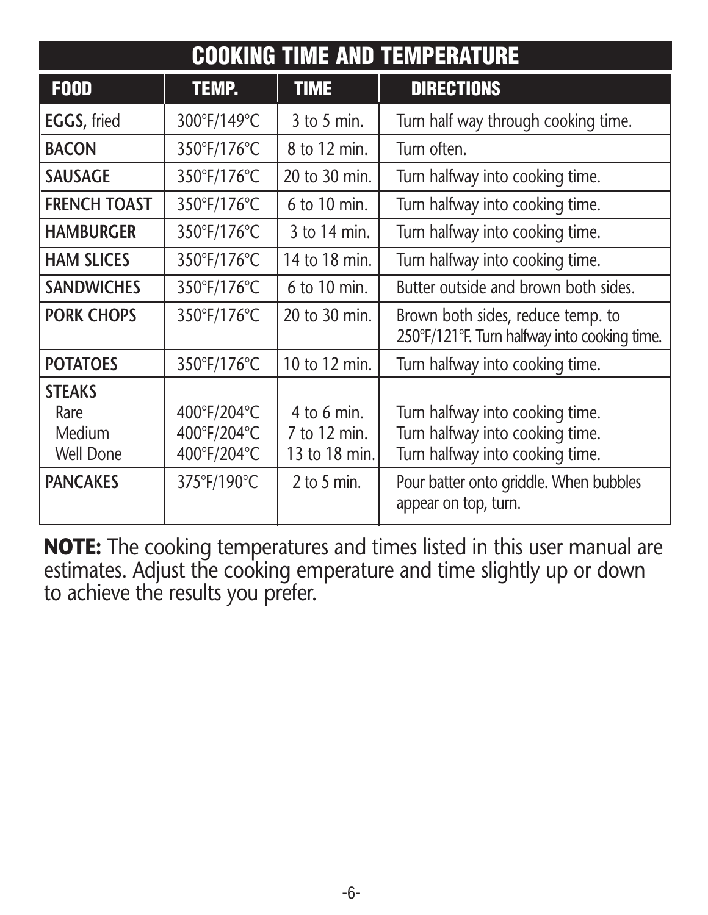## COOKING TIME AND TEMPERATURE

| FOOD | TEMP. | TIME | DIRECTIONS |
|---|---|---|---|
| **EGGS,** fried | 300°F/149°C | 3 to 5 min. | Turn half way through cooking time. |
| **BACON** | 350°F/176°C | 8 to 12 min. | Turn often. |
| **SAUSAGE** | 350°F/176°C | 20 to 30 min. | Turn halfway into cooking time. |
| **FRENCH TOAST** | 350°F/176°C | 6 to 10 min. | Turn halfway into cooking time. |
| **HAMBURGER** | 350°F/176°C | 3 to 14 min. | Turn halfway into cooking time. |
| **HAM SLICES** | 350°F/176°C | 14 to 18 min. | Turn halfway into cooking time. |
| **SANDWICHES** | 350°F/176°C | 6 to 10 min. | Butter outside and brown both sides. |
| **PORK CHOPS** | 350°F/176°C | 20 to 30 min. | Brown both sides, reduce temp. to 250°F/121°F. Turn halfway into cooking time. |
| **POTATOES** | 350°F/176°C | 10 to 12 min. | Turn halfway into cooking time. |
| **STEAKS** | | | |
| Rare | 400°F/204°C | 4 to 6 min. | Turn halfway into cooking time. |
| Medium | 400°F/204°C | 7 to 12 min. | Turn halfway into cooking time. |
| Well Done | 400°F/204°C | 13 to 18 min. | Turn halfway into cooking time. |
| **PANCAKES** | 375°F/190°C | 2 to 5 min. | Pour batter onto griddle. When bubbles appear on top, turn. |

**NOTE:** The cooking temperatures and times listed in this user manual are estimates. Adjust the cooking emperature and time slightly up or down to achieve the results you prefer.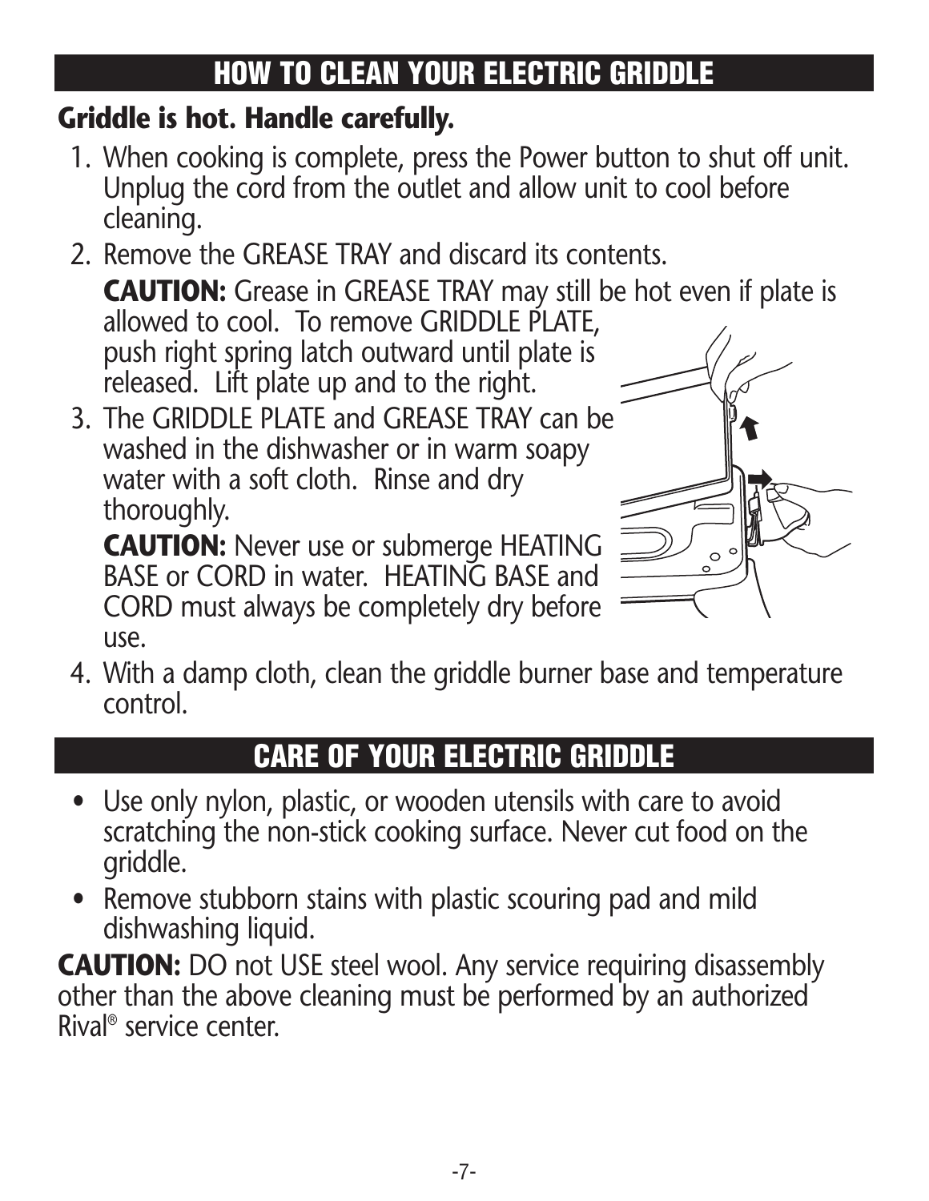## HOW TO CLEAN YOUR ELECTRIC GRIDDLE

**Griddle is hot. Handle carefully.**

1. When cooking is complete, press the Power button to shut off unit. Unplug the cord from the outlet and allow unit to cool before cleaning.
2. Remove the GREASE TRAY and discard its contents.

   **CAUTION:** Grease in GREASE TRAY may still be hot even if plate is allowed to cool. To remove GRIDDLE PLATE, push right spring latch outward until plate is released. Lift plate up and to the right.
3. The GRIDDLE PLATE and GREASE TRAY can be washed in the dishwasher or in warm soapy water with a soft cloth. Rinse and dry thoroughly.

   **CAUTION:** Never use or submerge HEATING BASE or CORD in water. HEATING BASE and CORD must always be completely dry before use.
4. With a damp cloth, clean the griddle burner base and temperature control.

## CARE OF YOUR ELECTRIC GRIDDLE

- Use only nylon, plastic, or wooden utensils with care to avoid scratching the non-stick cooking surface. Never cut food on the griddle.
- Remove stubborn stains with plastic scouring pad and mild dishwashing liquid.

**CAUTION:** DO not USE steel wool. Any service requiring disassembly other than the above cleaning must be performed by an authorized Rival® service center.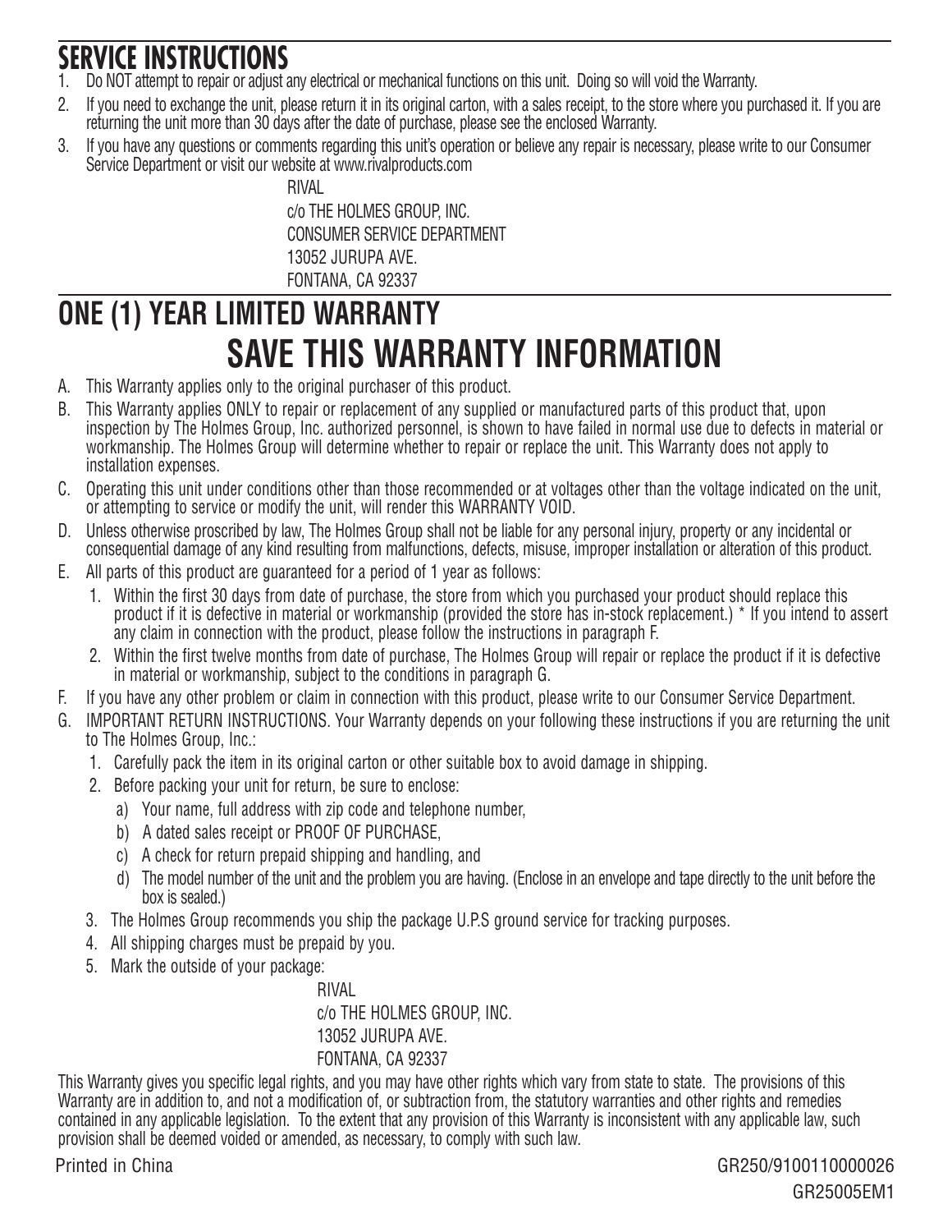## SERVICE INSTRUCTIONS

1. Do NOT attempt to repair or adjust any electrical or mechanical functions on this unit. Doing so will void the Warranty.
2. If you need to exchange the unit, please return it in its original carton, with a sales receipt, to the store where you purchased it. If you are returning the unit more than 30 days after the date of purchase, please see the enclosed Warranty.
3. If you have any questions or comments regarding this unit's operation or believe any repair is necessary, please write to our Consumer Service Department or visit our website at www.rivalproducts.com

RIVAL
c/o THE HOLMES GROUP, INC.
CONSUMER SERVICE DEPARTMENT
13052 JURUPA AVE.
FONTANA, CA 92337

## ONE (1) YEAR LIMITED WARRANTY

# SAVE THIS WARRANTY INFORMATION

A. This Warranty applies only to the original purchaser of this product.

B. This Warranty applies ONLY to repair or replacement of any supplied or manufactured parts of this product that, upon inspection by The Holmes Group, Inc. authorized personnel, is shown to have failed in normal use due to defects in material or workmanship. The Holmes Group will determine whether to repair or replace the unit. This Warranty does not apply to installation expenses.

C. Operating this unit under conditions other than those recommended or at voltages other than the voltage indicated on the unit, or attempting to service or modify the unit, will render this WARRANTY VOID.

D. Unless otherwise proscribed by law, The Holmes Group shall not be liable for any personal injury, property or any incidental or consequential damage of any kind resulting from malfunctions, defects, misuse, improper installation or alteration of this product.

E. All parts of this product are guaranteed for a period of 1 year as follows:

1. Within the first 30 days from date of purchase, the store from which you purchased your product should replace this product if it is defective in material or workmanship (provided the store has in-stock replacement.) * If you intend to assert any claim in connection with the product, please follow the instructions in paragraph F.
2. Within the first twelve months from date of purchase, The Holmes Group will repair or replace the product if it is defective in material or workmanship, subject to the conditions in paragraph G.

F. If you have any other problem or claim in connection with this product, please write to our Consumer Service Department.

G. IMPORTANT RETURN INSTRUCTIONS. Your Warranty depends on your following these instructions if you are returning the unit to The Holmes Group, Inc.:

1. Carefully pack the item in its original carton or other suitable box to avoid damage in shipping.
2. Before packing your unit for return, be sure to enclose:
   a) Your name, full address with zip code and telephone number,
   b) A dated sales receipt or PROOF OF PURCHASE,
   c) A check for return prepaid shipping and handling, and
   d) The model number of the unit and the problem you are having. (Enclose in an envelope and tape directly to the unit before the box is sealed.)
3. The Holmes Group recommends you ship the package U.P.S ground service for tracking purposes.
4. All shipping charges must be prepaid by you.
5. Mark the outside of your package:

RIVAL
c/o THE HOLMES GROUP, INC.
13052 JURUPA AVE.
FONTANA, CA 92337

This Warranty gives you specific legal rights, and you may have other rights which vary from state to state. The provisions of this Warranty are in addition to, and not a modification of, or subtraction from, the statutory warranties and other rights and remedies contained in any applicable legislation. To the extent that any provision of this Warranty is inconsistent with any applicable law, such provision shall be deemed voided or amended, as necessary, to comply with such law.

Printed in China

GR250/9100110000026
GR25005EM1